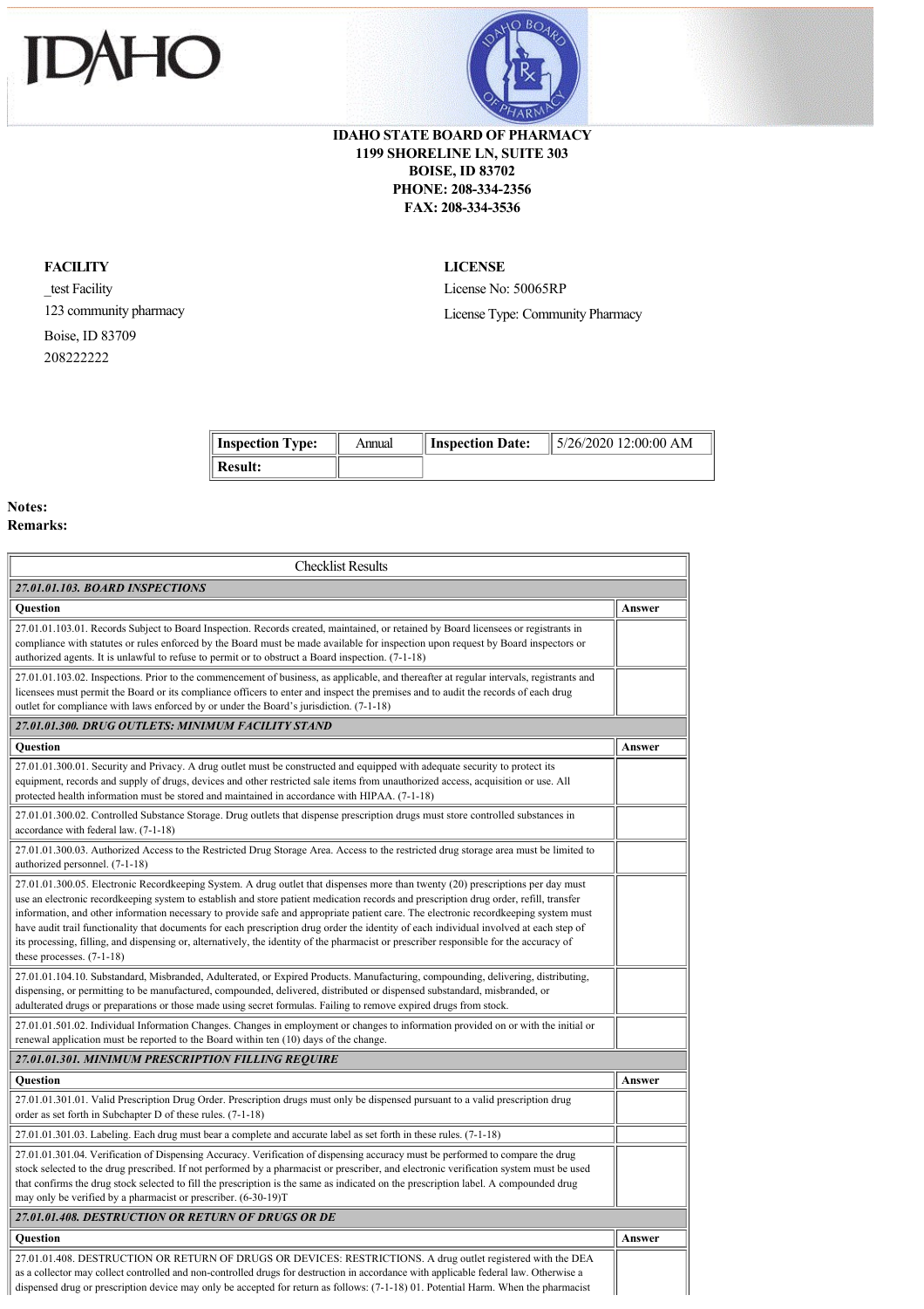# IDAHO

**IDAHO STATE BOARD OF PHARMACY**
**1199 SHORELINE LN, SUITE 303**
**BOISE, ID 83702**
**PHONE: 208-334-2356**
**FAX: 208-334-3536**

**FACILITY**

_test Facility
123 community pharmacy
Boise, ID 83709
208222222

**LICENSE**

License No: 50065RP
License Type: Community Pharmacy

| **Inspection Type:** | Annual | **Inspection Date:** | 5/26/2020 12:00:00 AM |
|---|---|---|---|
| **Result:** | | | |

**Notes:**
**Remarks:**

| Checklist Results | |
|---|---|
| ***27.01.01.103. BOARD INSPECTIONS*** | |
| **Question** | **Answer** |
| 27.01.01.103.01. Records Subject to Board Inspection. Records created, maintained, or retained by Board licensees or registrants in compliance with statutes or rules enforced by the Board must be made available for inspection upon request by Board inspectors or authorized agents. It is unlawful to refuse to permit or to obstruct a Board inspection. (7-1-18) | |
| 27.01.01.103.02. Inspections. Prior to the commencement of business, as applicable, and thereafter at regular intervals, registrants and licensees must permit the Board or its compliance officers to enter and inspect the premises and to audit the records of each drug outlet for compliance with laws enforced by or under the Board's jurisdiction. (7-1-18) | |
| ***27.01.01.300. DRUG OUTLETS: MINIMUM FACILITY STAND*** | |
| **Question** | **Answer** |
| 27.01.01.300.01. Security and Privacy. A drug outlet must be constructed and equipped with adequate security to protect its equipment, records and supply of drugs, devices and other restricted sale items from unauthorized access, acquisition or use. All protected health information must be stored and maintained in accordance with HIPAA. (7-1-18) | |
| 27.01.01.300.02. Controlled Substance Storage. Drug outlets that dispense prescription drugs must store controlled substances in accordance with federal law. (7-1-18) | |
| 27.01.01.300.03. Authorized Access to the Restricted Drug Storage Area. Access to the restricted drug storage area must be limited to authorized personnel. (7-1-18) | |
| 27.01.01.300.05. Electronic Recordkeeping System. A drug outlet that dispenses more than twenty (20) prescriptions per day must use an electronic recordkeeping system to establish and store patient medication records and prescription drug order, refill, transfer information, and other information necessary to provide safe and appropriate patient care. The electronic recordkeeping system must have audit trail functionality that documents for each prescription drug order the identity of each individual involved at each step of its processing, filling, and dispensing or, alternatively, the identity of the pharmacist or prescriber responsible for the accuracy of these processes. (7-1-18) | |
| 27.01.01.104.10. Substandard, Misbranded, Adulterated, or Expired Products. Manufacturing, compounding, delivering, distributing, dispensing, or permitting to be manufactured, compounded, delivered, distributed or dispensed substandard, misbranded, or adulterated drugs or preparations or those made using secret formulas. Failing to remove expired drugs from stock. | |
| 27.01.01.501.02. Individual Information Changes. Changes in employment or changes to information provided on or with the initial or renewal application must be reported to the Board within ten (10) days of the change. | |
| ***27.01.01.301. MINIMUM PRESCRIPTION FILLING REQUIRE*** | |
| **Question** | **Answer** |
| 27.01.01.301.01. Valid Prescription Drug Order. Prescription drugs must only be dispensed pursuant to a valid prescription drug order as set forth in Subchapter D of these rules. (7-1-18) | |
| 27.01.01.301.03. Labeling. Each drug must bear a complete and accurate label as set forth in these rules. (7-1-18) | |
| 27.01.01.301.04. Verification of Dispensing Accuracy. Verification of dispensing accuracy must be performed to compare the drug stock selected to the drug prescribed. If not performed by a pharmacist or prescriber, and electronic verification system must be used that confirms the drug stock selected to fill the prescription is the same as indicated on the prescription label. A compounded drug may only be verified by a pharmacist or prescriber. (6-30-19)T | |
| ***27.01.01.408. DESTRUCTION OR RETURN OF DRUGS OR DE*** | |
| **Question** | **Answer** |
| 27.01.01.408. DESTRUCTION OR RETURN OF DRUGS OR DEVICES: RESTRICTIONS. A drug outlet registered with the DEA as a collector may collect controlled and non-controlled drugs for destruction in accordance with applicable federal law. Otherwise a dispensed drug or prescription device may only be accepted for return as follows: (7-1-18) 01. Potential Harm. When the pharmacist | |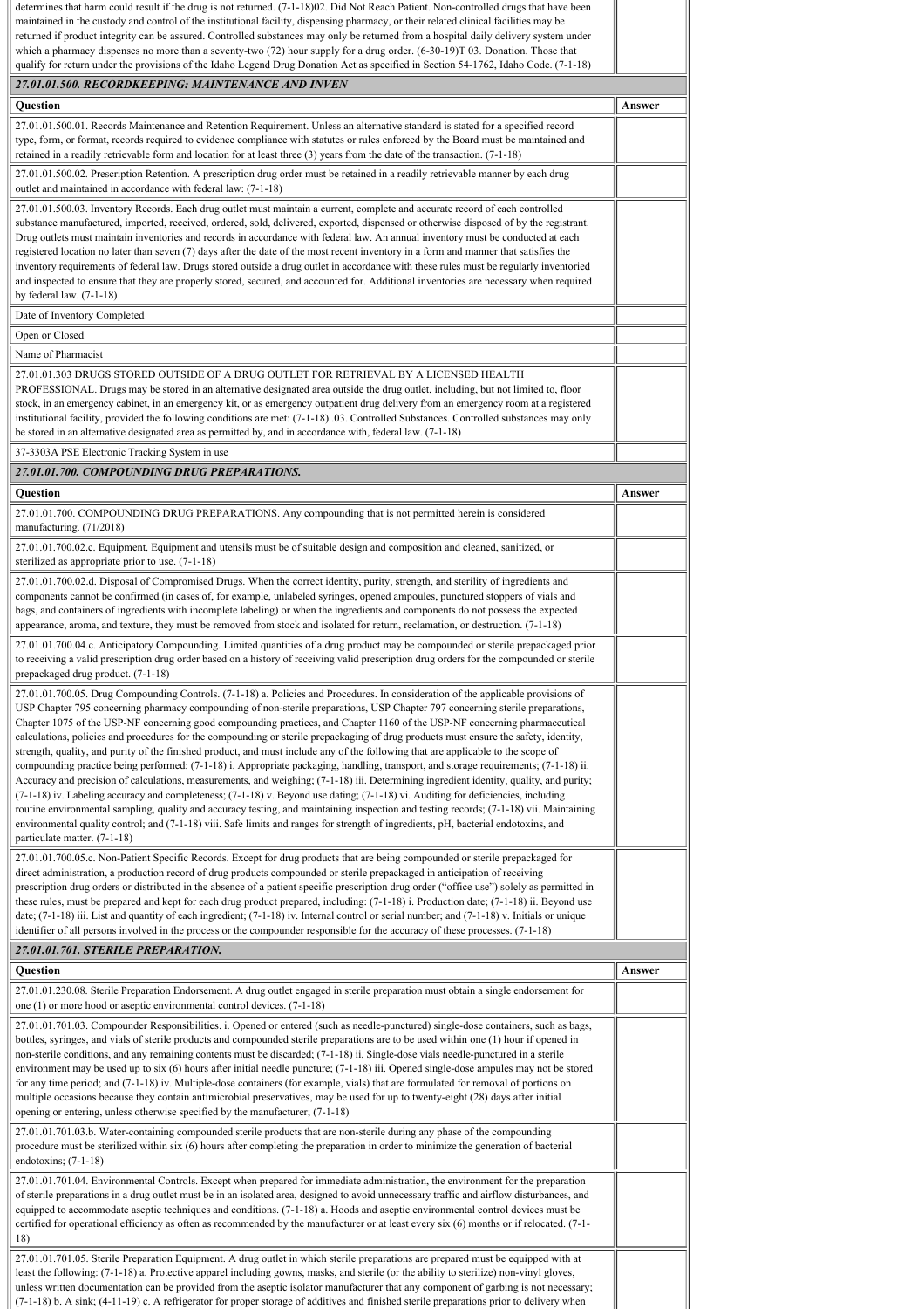| | |
|---|---|
| determines that harm could result if the drug is not returned. (7-1-18)02. Did Not Reach Patient. Non-controlled drugs that have been maintained in the custody and control of the institutional facility, dispensing pharmacy, or their related clinical facilities may be returned if product integrity can be assured. Controlled substances may only be returned from a hospital daily delivery system under which a pharmacy dispenses no more than a seventy-two (72) hour supply for a drug order. (6-30-19)T 03. Donation. Those that qualify for return under the provisions of the Idaho Legend Drug Donation Act as specified in Section 54-1762, Idaho Code. (7-1-18) | |

***27.01.01.500. RECORDKEEPING: MAINTENANCE AND INVEN***

| Question | Answer |
|---|---|
| 27.01.01.500.01. Records Maintenance and Retention Requirement. Unless an alternative standard is stated for a specified record type, form, or format, records required to evidence compliance with statutes or rules enforced by the Board must be maintained and retained in a readily retrievable form and location for at least three (3) years from the date of the transaction. (7-1-18) | |
| 27.01.01.500.02. Prescription Retention. A prescription drug order must be retained in a readily retrievable manner by each drug outlet and maintained in accordance with federal law: (7-1-18) | |
| 27.01.01.500.03. Inventory Records. Each drug outlet must maintain a current, complete and accurate record of each controlled substance manufactured, imported, received, ordered, sold, delivered, exported, dispensed or otherwise disposed of by the registrant. Drug outlets must maintain inventories and records in accordance with federal law. An annual inventory must be conducted at each registered location no later than seven (7) days after the date of the most recent inventory in a form and manner that satisfies the inventory requirements of federal law. Drugs stored outside a drug outlet in accordance with these rules must be regularly inventoried and inspected to ensure that they are properly stored, secured, and accounted for. Additional inventories are necessary when required by federal law. (7-1-18) | |
| Date of Inventory Completed | |
| Open or Closed | |
| Name of Pharmacist | |
| 27.01.01.303 DRUGS STORED OUTSIDE OF A DRUG OUTLET FOR RETRIEVAL BY A LICENSED HEALTH PROFESSIONAL. Drugs may be stored in an alternative designated area outside the drug outlet, including, but not limited to, floor stock, in an emergency cabinet, in an emergency kit, or as emergency outpatient drug delivery from an emergency room at a registered institutional facility, provided the following conditions are met: (7-1-18) .03. Controlled Substances. Controlled substances may only be stored in an alternative designated area as permitted by, and in accordance with, federal law. (7-1-18) | |
| 37-3303A PSE Electronic Tracking System in use | |

***27.01.01.700. COMPOUNDING DRUG PREPARATIONS.***

| Question | Answer |
|---|---|
| 27.01.01.700. COMPOUNDING DRUG PREPARATIONS. Any compounding that is not permitted herein is considered manufacturing. (71/2018) | |
| 27.01.01.700.02.c. Equipment. Equipment and utensils must be of suitable design and composition and cleaned, sanitized, or sterilized as appropriate prior to use. (7-1-18) | |
| 27.01.01.700.02.d. Disposal of Compromised Drugs. When the correct identity, purity, strength, and sterility of ingredients and components cannot be confirmed (in cases of, for example, unlabeled syringes, opened ampoules, punctured stoppers of vials and bags, and containers of ingredients with incomplete labeling) or when the ingredients and components do not possess the expected appearance, aroma, and texture, they must be removed from stock and isolated for return, reclamation, or destruction. (7-1-18) | |
| 27.01.01.700.04.c. Anticipatory Compounding. Limited quantities of a drug product may be compounded or sterile prepackaged prior to receiving a valid prescription drug order based on a history of receiving valid prescription drug orders for the compounded or sterile prepackaged drug product. (7-1-18) | |
| 27.01.01.700.05. Drug Compounding Controls. (7-1-18) a. Policies and Procedures. In consideration of the applicable provisions of USP Chapter 795 concerning pharmacy compounding of non-sterile preparations, USP Chapter 797 concerning sterile preparations, Chapter 1075 of the USP-NF concerning good compounding practices, and Chapter 1160 of the USP-NF concerning pharmaceutical calculations, policies and procedures for the compounding or sterile prepackaging of drug products must ensure the safety, identity, strength, quality, and purity of the finished product, and must include any of the following that are applicable to the scope of compounding practice being performed: (7-1-18) i. Appropriate packaging, handling, transport, and storage requirements; (7-1-18) ii. Accuracy and precision of calculations, measurements, and weighing; (7-1-18) iii. Determining ingredient identity, quality, and purity; (7-1-18) iv. Labeling accuracy and completeness; (7-1-18) v. Beyond use dating; (7-1-18) vi. Auditing for deficiencies, including routine environmental sampling, quality and accuracy testing, and maintaining inspection and testing records; (7-1-18) vii. Maintaining environmental quality control; and (7-1-18) viii. Safe limits and ranges for strength of ingredients, pH, bacterial endotoxins, and particulate matter. (7-1-18) | |
| 27.01.01.700.05.c. Non-Patient Specific Records. Except for drug products that are being compounded or sterile prepackaged for direct administration, a production record of drug products compounded or sterile prepackaged in anticipation of receiving prescription drug orders or distributed in the absence of a patient specific prescription drug order ("office use") solely as permitted in these rules, must be prepared and kept for each drug product prepared, including: (7-1-18) i. Production date; (7-1-18) ii. Beyond use date; (7-1-18) iii. List and quantity of each ingredient; (7-1-18) iv. Internal control or serial number; and (7-1-18) v. Initials or unique identifier of all persons involved in the process or the compounder responsible for the accuracy of these processes. (7-1-18) | |

***27.01.01.701. STERILE PREPARATION.***

| Question | Answer |
|---|---|
| 27.01.01.230.08. Sterile Preparation Endorsement. A drug outlet engaged in sterile preparation must obtain a single endorsement for one (1) or more hood or aseptic environmental control devices. (7-1-18) | |
| 27.01.01.701.03. Compounder Responsibilities. i. Opened or entered (such as needle-punctured) single-dose containers, such as bags, bottles, syringes, and vials of sterile products and compounded sterile preparations are to be used within one (1) hour if opened in non-sterile conditions, and any remaining contents must be discarded; (7-1-18) ii. Single-dose vials needle-punctured in a sterile environment may be used up to six (6) hours after initial needle puncture; (7-1-18) iii. Opened single-dose ampules may not be stored for any time period; and (7-1-18) iv. Multiple-dose containers (for example, vials) that are formulated for removal of portions on multiple occasions because they contain antimicrobial preservatives, may be used for up to twenty-eight (28) days after initial opening or entering, unless otherwise specified by the manufacturer; (7-1-18) | |
| 27.01.01.701.03.b. Water-containing compounded sterile products that are non-sterile during any phase of the compounding procedure must be sterilized within six (6) hours after completing the preparation in order to minimize the generation of bacterial endotoxins; (7-1-18) | |
| 27.01.01.701.04. Environmental Controls. Except when prepared for immediate administration, the environment for the preparation of sterile preparations in a drug outlet must be in an isolated area, designed to avoid unnecessary traffic and airflow disturbances, and equipped to accommodate aseptic techniques and conditions. (7-1-18) a. Hoods and aseptic environmental control devices must be certified for operational efficiency as often as recommended by the manufacturer or at least every six (6) months or if relocated. (7-1-18) | |
| 27.01.01.701.05. Sterile Preparation Equipment. A drug outlet in which sterile preparations are prepared must be equipped with at least the following: (7-1-18) a. Protective apparel including gowns, masks, and sterile (or the ability to sterilize) non-vinyl gloves, unless written documentation can be provided from the aseptic isolator manufacturer that any component of garbing is not necessary; (7-1-18) b. A sink; (4-11-19) c. A refrigerator for proper storage of additives and finished sterile preparations prior to delivery when | |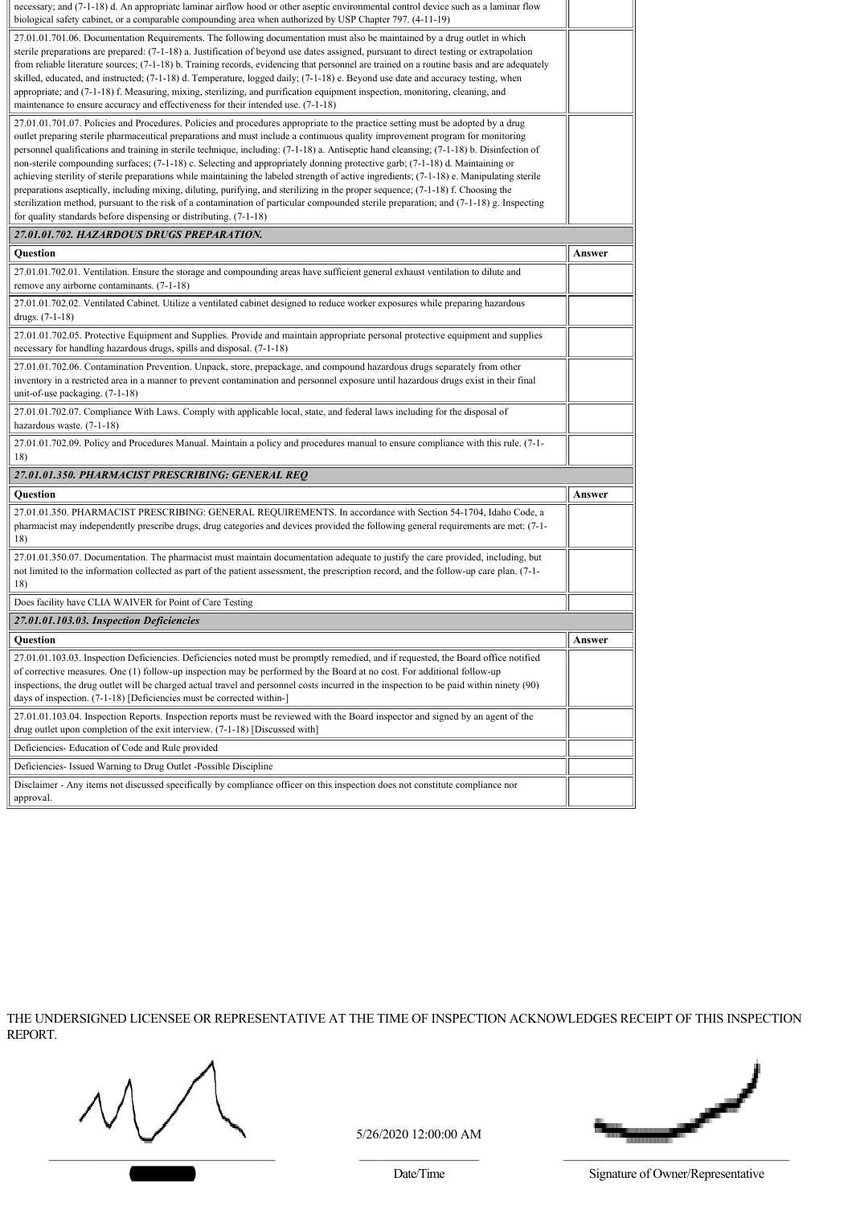| | |
|---|---|
| necessary; and (7-1-18) d. An appropriate laminar airflow hood or other aseptic environmental control device such as a laminar flow biological safety cabinet, or a comparable compounding area when authorized by USP Chapter 797. (4-11-19) | |
| 27.01.01.701.06. Documentation Requirements. The following documentation must also be maintained by a drug outlet in which sterile preparations are prepared: (7-1-18) a. Justification of beyond use dates assigned, pursuant to direct testing or extrapolation from reliable literature sources; (7-1-18) b. Training records, evidencing that personnel are trained on a routine basis and are adequately skilled, educated, and instructed; (7-1-18) d. Temperature, logged daily; (7-1-18) e. Beyond use date and accuracy testing, when appropriate; and (7-1-18) f. Measuring, mixing, sterilizing, and purification equipment inspection, monitoring, cleaning, and maintenance to ensure accuracy and effectiveness for their intended use. (7-1-18) | |
| 27.01.01.701.07. Policies and Procedures. Policies and procedures appropriate to the practice setting must be adopted by a drug outlet preparing sterile pharmaceutical preparations and must include a continuous quality improvement program for monitoring personnel qualifications and training in sterile technique, including: (7-1-18) a. Antiseptic hand cleansing; (7-1-18) b. Disinfection of non-sterile compounding surfaces; (7-1-18) c. Selecting and appropriately donning protective garb; (7-1-18) d. Maintaining or achieving sterility of sterile preparations while maintaining the labeled strength of active ingredients; (7-1-18) e. Manipulating sterile preparations aseptically, including mixing, diluting, purifying, and sterilizing in the proper sequence; (7-1-18) f. Choosing the sterilization method, pursuant to the risk of a contamination of particular compounded sterile preparation; and (7-1-18) g. Inspecting for quality standards before dispensing or distributing. (7-1-18) | |

***27.01.01.702. HAZARDOUS DRUGS PREPARATION.***

| Question | Answer |
|---|---|
| 27.01.01.702.01. Ventilation. Ensure the storage and compounding areas have sufficient general exhaust ventilation to dilute and remove any airborne contaminants. (7-1-18) | |
| 27.01.01.702.02. Ventilated Cabinet. Utilize a ventilated cabinet designed to reduce worker exposures while preparing hazardous drugs. (7-1-18) | |
| 27.01.01.702.05. Protective Equipment and Supplies. Provide and maintain appropriate personal protective equipment and supplies necessary for handling hazardous drugs, spills and disposal. (7-1-18) | |
| 27.01.01.702.06. Contamination Prevention. Unpack, store, prepackage, and compound hazardous drugs separately from other inventory in a restricted area in a manner to prevent contamination and personnel exposure until hazardous drugs exist in their final unit-of-use packaging. (7-1-18) | |
| 27.01.01.702.07. Compliance With Laws. Comply with applicable local, state, and federal laws including for the disposal of hazardous waste. (7-1-18) | |
| 27.01.01.702.09. Policy and Procedures Manual. Maintain a policy and procedures manual to ensure compliance with this rule. (7-1-18) | |

***27.01.01.350. PHARMACIST PRESCRIBING: GENERAL REQ***

| Question | Answer |
|---|---|
| 27.01.01.350. PHARMACIST PRESCRIBING: GENERAL REQUIREMENTS. In accordance with Section 54-1704, Idaho Code, a pharmacist may independently prescribe drugs, drug categories and devices provided the following general requirements are met: (7-1-18) | |
| 27.01.01.350.07. Documentation. The pharmacist must maintain documentation adequate to justify the care provided, including, but not limited to the information collected as part of the patient assessment, the prescription record, and the follow-up care plan. (7-1-18) | |
| Does facility have CLIA WAIVER for Point of Care Testing | |

***27.01.01.103.03. Inspection Deficiencies***

| Question | Answer |
|---|---|
| 27.01.01.103.03. Inspection Deficiencies. Deficiencies noted must be promptly remedied, and if requested, the Board office notified of corrective measures. One (1) follow-up inspection may be performed by the Board at no cost. For additional follow-up inspections, the drug outlet will be charged actual travel and personnel costs incurred in the inspection to be paid within ninety (90) days of inspection. (7-1-18) [Deficiencies must be corrected within-] | |
| 27.01.01.103.04. Inspection Reports. Inspection reports must be reviewed with the Board inspector and signed by an agent of the drug outlet upon completion of the exit interview. (7-1-18) [Discussed with] | |
| Deficiencies- Education of Code and Rule provided | |
| Deficiencies- Issued Warning to Drug Outlet -Possible Discipline | |
| Disclaimer - Any items not discussed specifically by compliance officer on this inspection does not constitute compliance nor approval. | |

THE UNDERSIGNED LICENSEE OR REPRESENTATIVE AT THE TIME OF INSPECTION ACKNOWLEDGES RECEIPT OF THIS INSPECTION REPORT.

| | | |
|---|---|---|
| | 5/26/2020 12:00:00 AM | |
| | Date/Time | Signature of Owner/Representative |